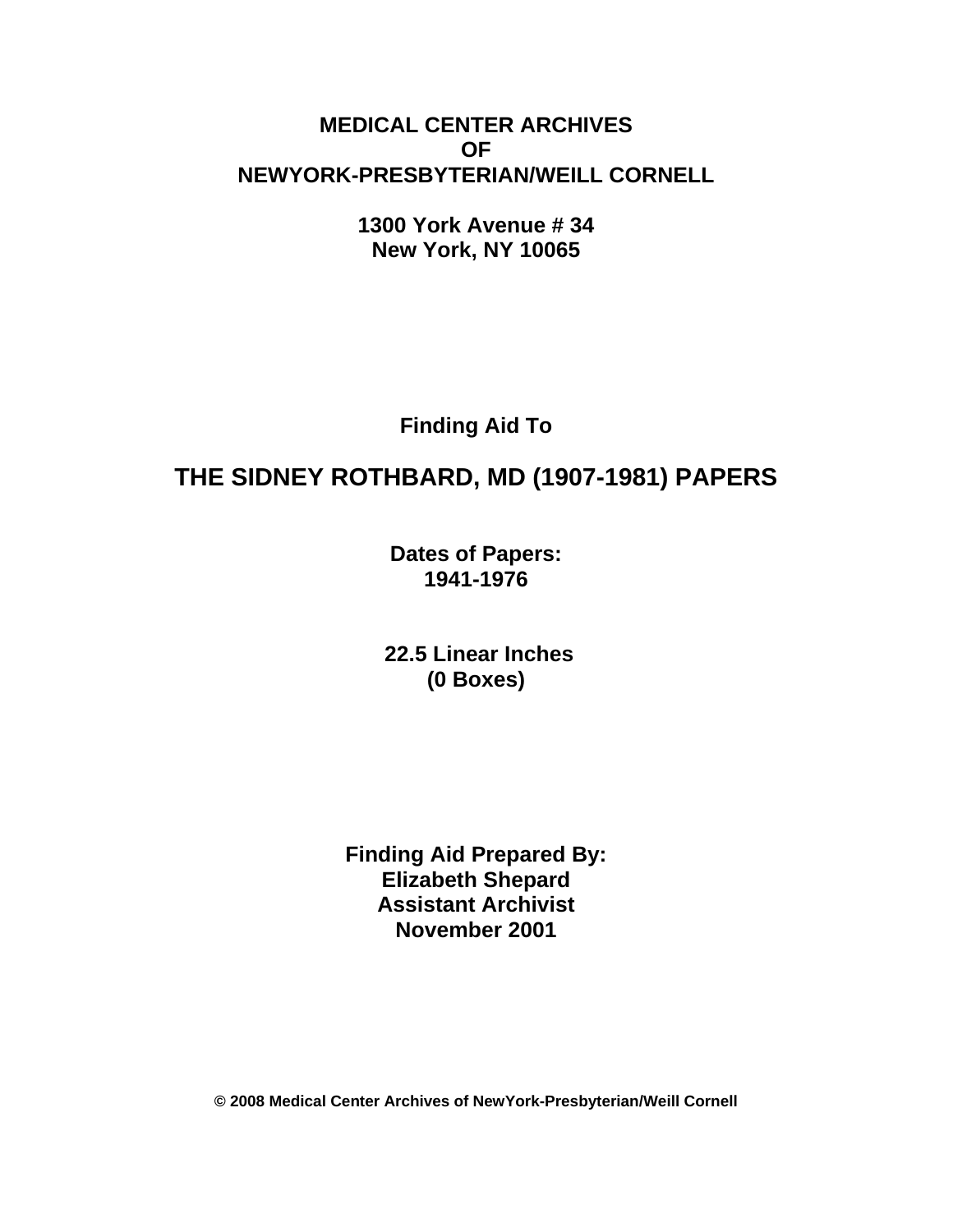**MEDICAL CENTER ARCHIVES**
**OF**
**NEWYORK-PRESBYTERIAN/WEILL CORNELL**

**1300 York Avenue # 34**
**New York, NY 10065**

**Finding Aid To**

# THE SIDNEY ROTHBARD, MD (1907-1981) PAPERS

**Dates of Papers:**
**1941-1976**

**22.5 Linear Inches**
**(0 Boxes)**

**Finding Aid Prepared By:**
**Elizabeth Shepard**
**Assistant Archivist**
**November 2001**

**© 2008 Medical Center Archives of NewYork-Presbyterian/Weill Cornell**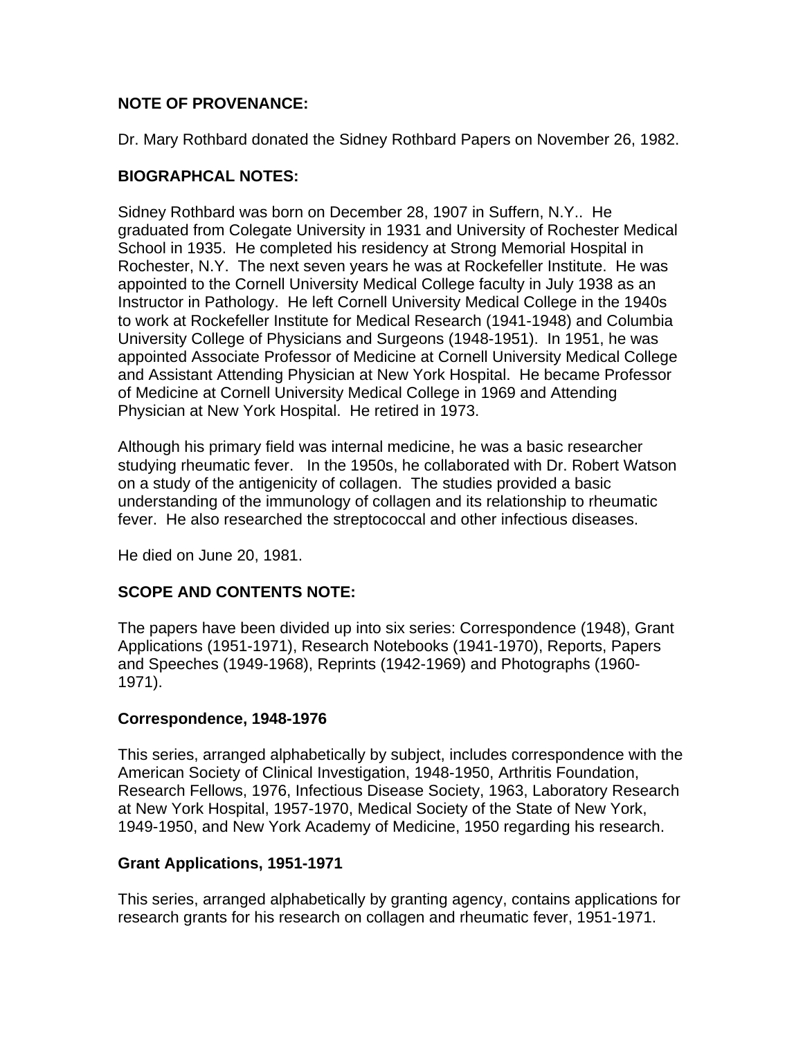## NOTE OF PROVENANCE:

Dr. Mary Rothbard donated the Sidney Rothbard Papers on November 26, 1982.

## BIOGRAPHCAL NOTES:

Sidney Rothbard was born on December 28, 1907 in Suffern, N.Y.. He graduated from Colegate University in 1931 and University of Rochester Medical School in 1935. He completed his residency at Strong Memorial Hospital in Rochester, N.Y. The next seven years he was at Rockefeller Institute. He was appointed to the Cornell University Medical College faculty in July 1938 as an Instructor in Pathology. He left Cornell University Medical College in the 1940s to work at Rockefeller Institute for Medical Research (1941-1948) and Columbia University College of Physicians and Surgeons (1948-1951). In 1951, he was appointed Associate Professor of Medicine at Cornell University Medical College and Assistant Attending Physician at New York Hospital. He became Professor of Medicine at Cornell University Medical College in 1969 and Attending Physician at New York Hospital. He retired in 1973.

Although his primary field was internal medicine, he was a basic researcher studying rheumatic fever. In the 1950s, he collaborated with Dr. Robert Watson on a study of the antigenicity of collagen. The studies provided a basic understanding of the immunology of collagen and its relationship to rheumatic fever. He also researched the streptococcal and other infectious diseases.

He died on June 20, 1981.

## SCOPE AND CONTENTS NOTE:

The papers have been divided up into six series: Correspondence (1948), Grant Applications (1951-1971), Research Notebooks (1941-1970), Reports, Papers and Speeches (1949-1968), Reprints (1942-1969) and Photographs (1960-1971).

### Correspondence, 1948-1976

This series, arranged alphabetically by subject, includes correspondence with the American Society of Clinical Investigation, 1948-1950, Arthritis Foundation, Research Fellows, 1976, Infectious Disease Society, 1963, Laboratory Research at New York Hospital, 1957-1970, Medical Society of the State of New York, 1949-1950, and New York Academy of Medicine, 1950 regarding his research.

### Grant Applications, 1951-1971

This series, arranged alphabetically by granting agency, contains applications for research grants for his research on collagen and rheumatic fever, 1951-1971.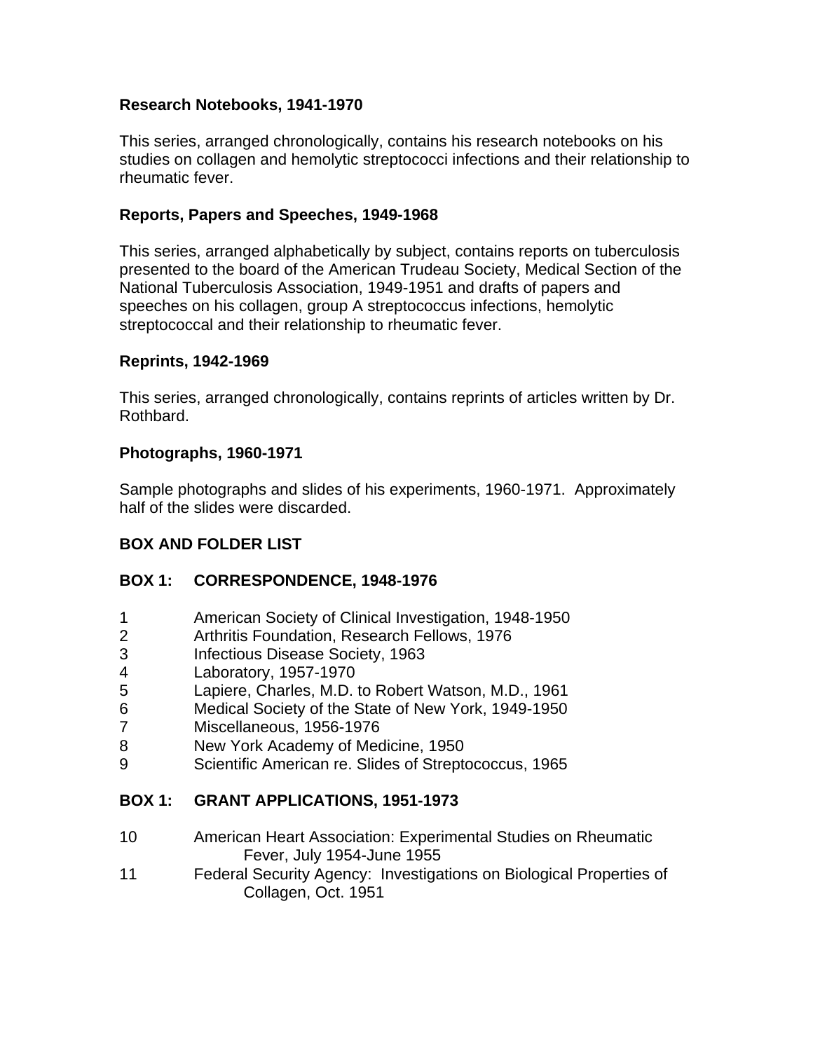**Research Notebooks, 1941-1970**

This series, arranged chronologically, contains his research notebooks on his studies on collagen and hemolytic streptococci infections and their relationship to rheumatic fever.

**Reports, Papers and Speeches, 1949-1968**

This series, arranged alphabetically by subject, contains reports on tuberculosis presented to the board of the American Trudeau Society, Medical Section of the National Tuberculosis Association, 1949-1951 and drafts of papers and speeches on his collagen, group A streptococcus infections, hemolytic streptococcal and their relationship to rheumatic fever.

**Reprints, 1942-1969**

This series, arranged chronologically, contains reprints of articles written by Dr. Rothbard.

**Photographs, 1960-1971**

Sample photographs and slides of his experiments, 1960-1971. Approximately half of the slides were discarded.

**BOX AND FOLDER LIST**

**BOX 1: CORRESPONDENCE, 1948-1976**

| | |
|---|---|
| 1 | American Society of Clinical Investigation, 1948-1950 |
| 2 | Arthritis Foundation, Research Fellows, 1976 |
| 3 | Infectious Disease Society, 1963 |
| 4 | Laboratory, 1957-1970 |
| 5 | Lapiere, Charles, M.D. to Robert Watson, M.D., 1961 |
| 6 | Medical Society of the State of New York, 1949-1950 |
| 7 | Miscellaneous, 1956-1976 |
| 8 | New York Academy of Medicine, 1950 |
| 9 | Scientific American re. Slides of Streptococcus, 1965 |

**BOX 1: GRANT APPLICATIONS, 1951-1973**

| | |
|---|---|
| 10 | American Heart Association: Experimental Studies on Rheumatic Fever, July 1954-June 1955 |
| 11 | Federal Security Agency: Investigations on Biological Properties of Collagen, Oct. 1951 |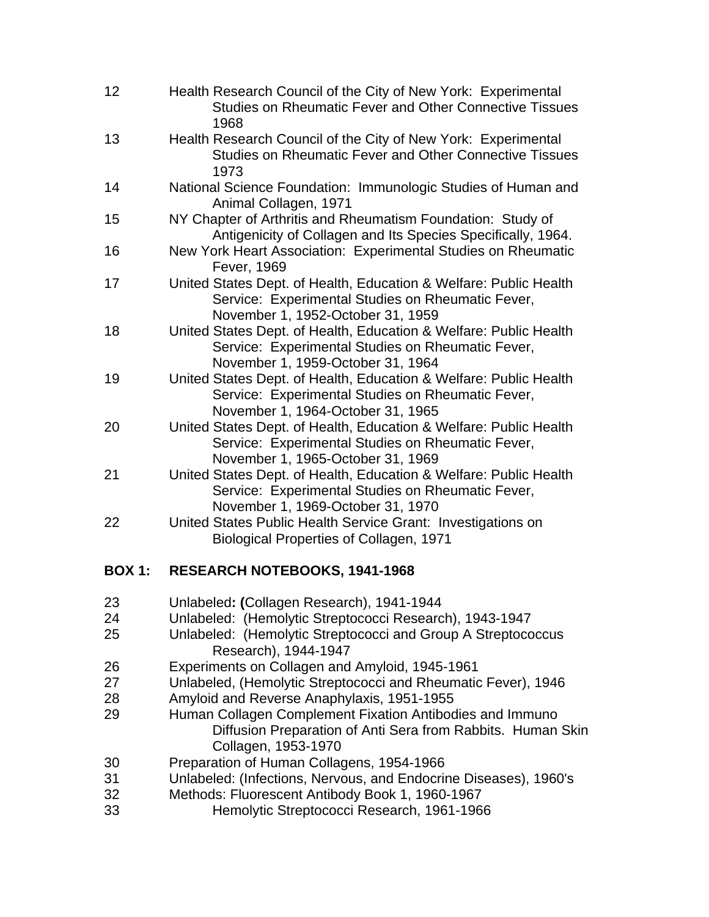12 Health Research Council of the City of New York: Experimental Studies on Rheumatic Fever and Other Connective Tissues 1968

13 Health Research Council of the City of New York: Experimental Studies on Rheumatic Fever and Other Connective Tissues 1973

14 National Science Foundation: Immunologic Studies of Human and Animal Collagen, 1971

15 NY Chapter of Arthritis and Rheumatism Foundation: Study of Antigenicity of Collagen and Its Species Specifically, 1964.

16 New York Heart Association: Experimental Studies on Rheumatic Fever, 1969

17 United States Dept. of Health, Education & Welfare: Public Health Service: Experimental Studies on Rheumatic Fever, November 1, 1952-October 31, 1959

18 United States Dept. of Health, Education & Welfare: Public Health Service: Experimental Studies on Rheumatic Fever, November 1, 1959-October 31, 1964

19 United States Dept. of Health, Education & Welfare: Public Health Service: Experimental Studies on Rheumatic Fever, November 1, 1964-October 31, 1965

20 United States Dept. of Health, Education & Welfare: Public Health Service: Experimental Studies on Rheumatic Fever, November 1, 1965-October 31, 1969

21 United States Dept. of Health, Education & Welfare: Public Health Service: Experimental Studies on Rheumatic Fever, November 1, 1969-October 31, 1970

22 United States Public Health Service Grant: Investigations on Biological Properties of Collagen, 1971

## BOX 1: RESEARCH NOTEBOOKS, 1941-1968

23 Unlabeled**: (**Collagen Research), 1941-1944

24 Unlabeled: (Hemolytic Streptococci Research), 1943-1947

25 Unlabeled: (Hemolytic Streptococci and Group A Streptococcus Research), 1944-1947

26 Experiments on Collagen and Amyloid, 1945-1961

27 Unlabeled, (Hemolytic Streptococci and Rheumatic Fever), 1946

28 Amyloid and Reverse Anaphylaxis, 1951-1955

29 Human Collagen Complement Fixation Antibodies and Immuno Diffusion Preparation of Anti Sera from Rabbits. Human Skin Collagen, 1953-1970

30 Preparation of Human Collagens, 1954-1966

31 Unlabeled: (Infections, Nervous, and Endocrine Diseases), 1960's

32 Methods: Fluorescent Antibody Book 1, 1960-1967

33 Hemolytic Streptococci Research, 1961-1966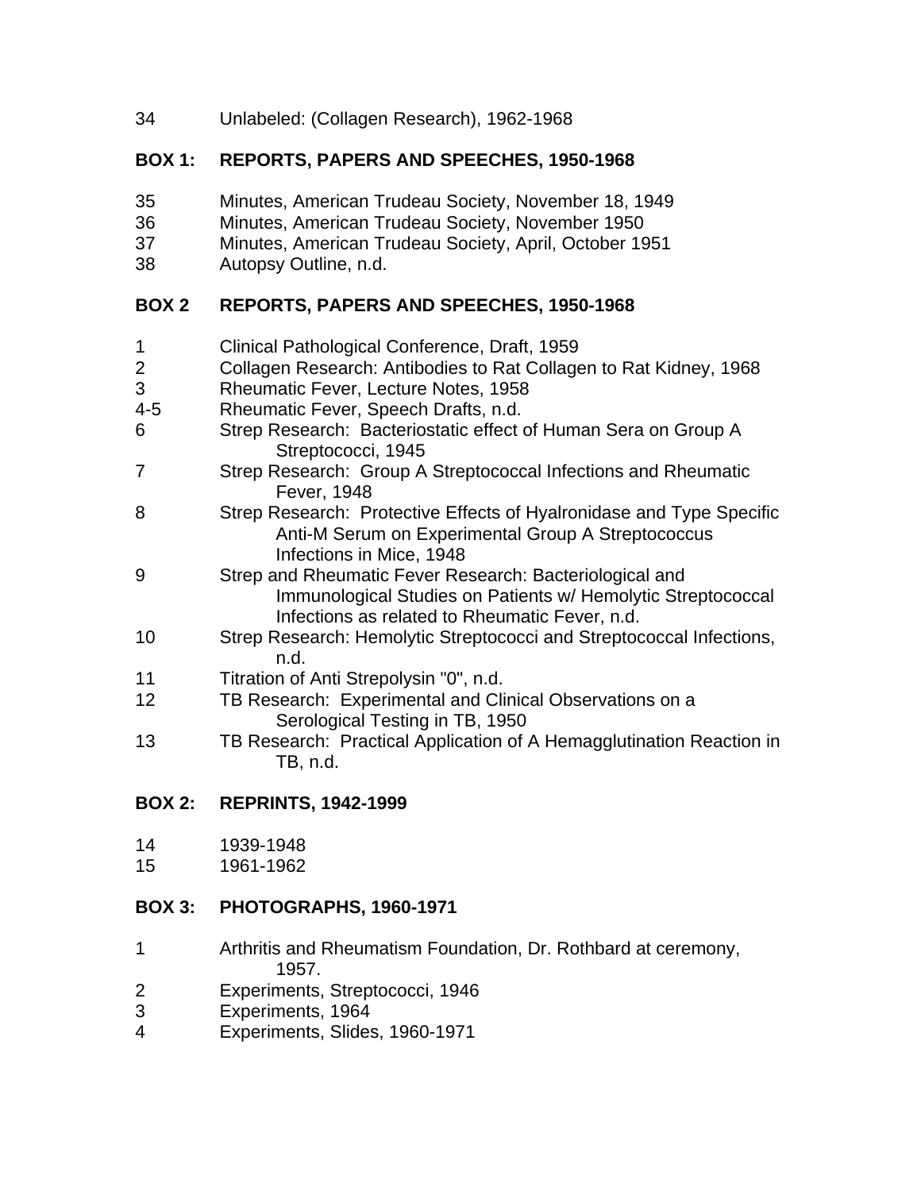34 Unlabeled: (Collagen Research), 1962-1968

**BOX 1: REPORTS, PAPERS AND SPEECHES, 1950-1968**

35 Minutes, American Trudeau Society, November 18, 1949
36 Minutes, American Trudeau Society, November 1950
37 Minutes, American Trudeau Society, April, October 1951
38 Autopsy Outline, n.d.

**BOX 2 REPORTS, PAPERS AND SPEECHES, 1950-1968**

1 Clinical Pathological Conference, Draft, 1959
2 Collagen Research: Antibodies to Rat Collagen to Rat Kidney, 1968
3 Rheumatic Fever, Lecture Notes, 1958
4-5 Rheumatic Fever, Speech Drafts, n.d.
6 Strep Research: Bacteriostatic effect of Human Sera on Group A Streptococci, 1945
7 Strep Research: Group A Streptococcal Infections and Rheumatic Fever, 1948
8 Strep Research: Protective Effects of Hyalronidase and Type Specific Anti-M Serum on Experimental Group A Streptococcus Infections in Mice, 1948
9 Strep and Rheumatic Fever Research: Bacteriological and Immunological Studies on Patients w/ Hemolytic Streptococcal Infections as related to Rheumatic Fever, n.d.
10 Strep Research: Hemolytic Streptococci and Streptococcal Infections, n.d.
11 Titration of Anti Strepolysin "0", n.d.
12 TB Research: Experimental and Clinical Observations on a Serological Testing in TB, 1950
13 TB Research: Practical Application of A Hemagglutination Reaction in TB, n.d.

**BOX 2: REPRINTS, 1942-1999**

14 1939-1948
15 1961-1962

**BOX 3: PHOTOGRAPHS, 1960-1971**

1 Arthritis and Rheumatism Foundation, Dr. Rothbard at ceremony, 1957.
2 Experiments, Streptococci, 1946
3 Experiments, 1964
4 Experiments, Slides, 1960-1971